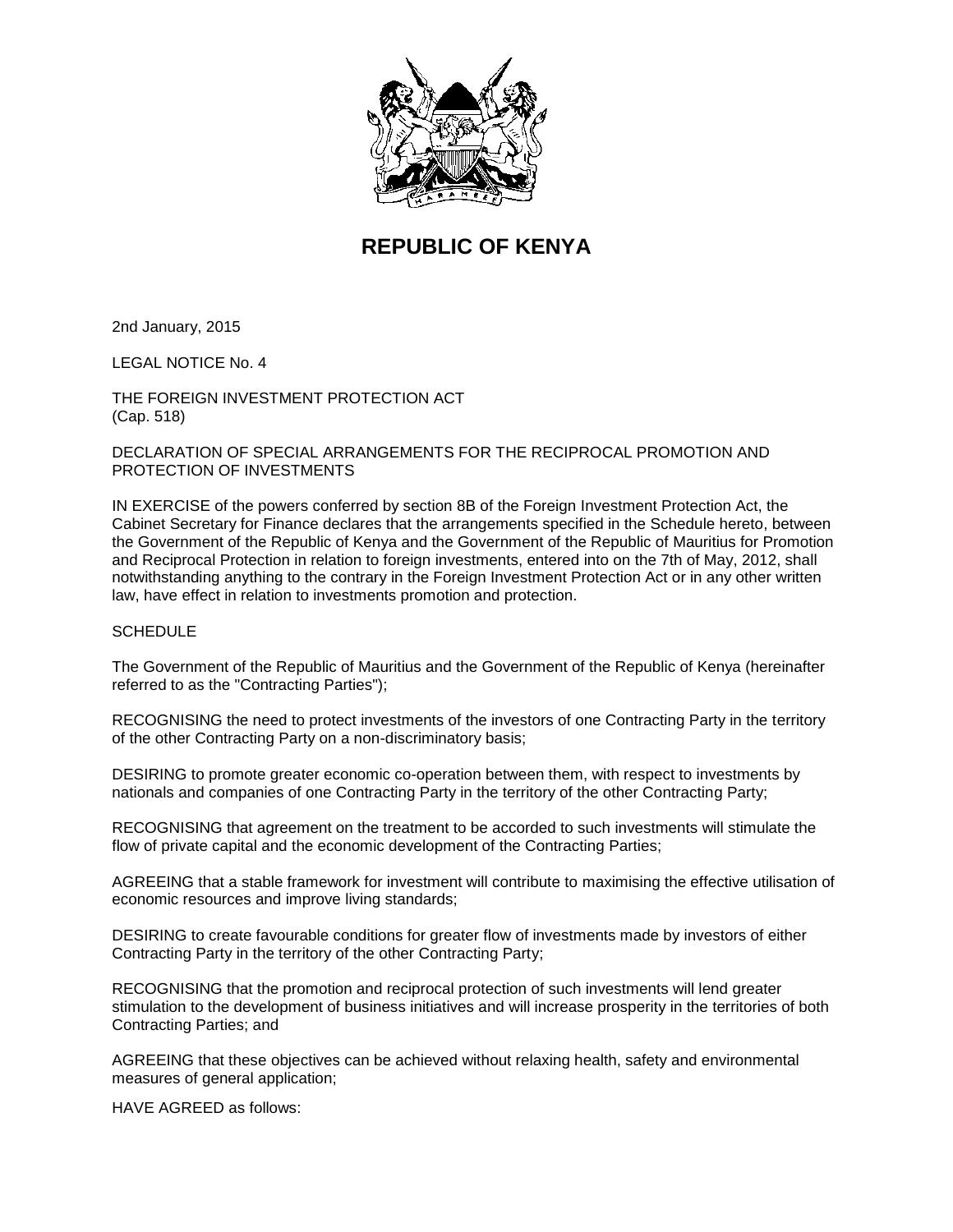# REPUBLIC OF KENYA

2nd January, 2015

LEGAL NOTICE No. 4

THE FOREIGN INVESTMENT PROTECTION ACT
(Cap. 518)

DECLARATION OF SPECIAL ARRANGEMENTS FOR THE RECIPROCAL PROMOTION AND PROTECTION OF INVESTMENTS

IN EXERCISE of the powers conferred by section 8B of the Foreign Investment Protection Act, the Cabinet Secretary for Finance declares that the arrangements specified in the Schedule hereto, between the Government of the Republic of Kenya and the Government of the Republic of Mauritius for Promotion and Reciprocal Protection in relation to foreign investments, entered into on the 7th of May, 2012, shall notwithstanding anything to the contrary in the Foreign Investment Protection Act or in any other written law, have effect in relation to investments promotion and protection.

SCHEDULE

The Government of the Republic of Mauritius and the Government of the Republic of Kenya (hereinafter referred to as the "Contracting Parties");

RECOGNISING the need to protect investments of the investors of one Contracting Party in the territory of the other Contracting Party on a non-discriminatory basis;

DESIRING to promote greater economic co-operation between them, with respect to investments by nationals and companies of one Contracting Party in the territory of the other Contracting Party;

RECOGNISING that agreement on the treatment to be accorded to such investments will stimulate the flow of private capital and the economic development of the Contracting Parties;

AGREEING that a stable framework for investment will contribute to maximising the effective utilisation of economic resources and improve living standards;

DESIRING to create favourable conditions for greater flow of investments made by investors of either Contracting Party in the territory of the other Contracting Party;

RECOGNISING that the promotion and reciprocal protection of such investments will lend greater stimulation to the development of business initiatives and will increase prosperity in the territories of both Contracting Parties; and

AGREEING that these objectives can be achieved without relaxing health, safety and environmental measures of general application;

HAVE AGREED as follows: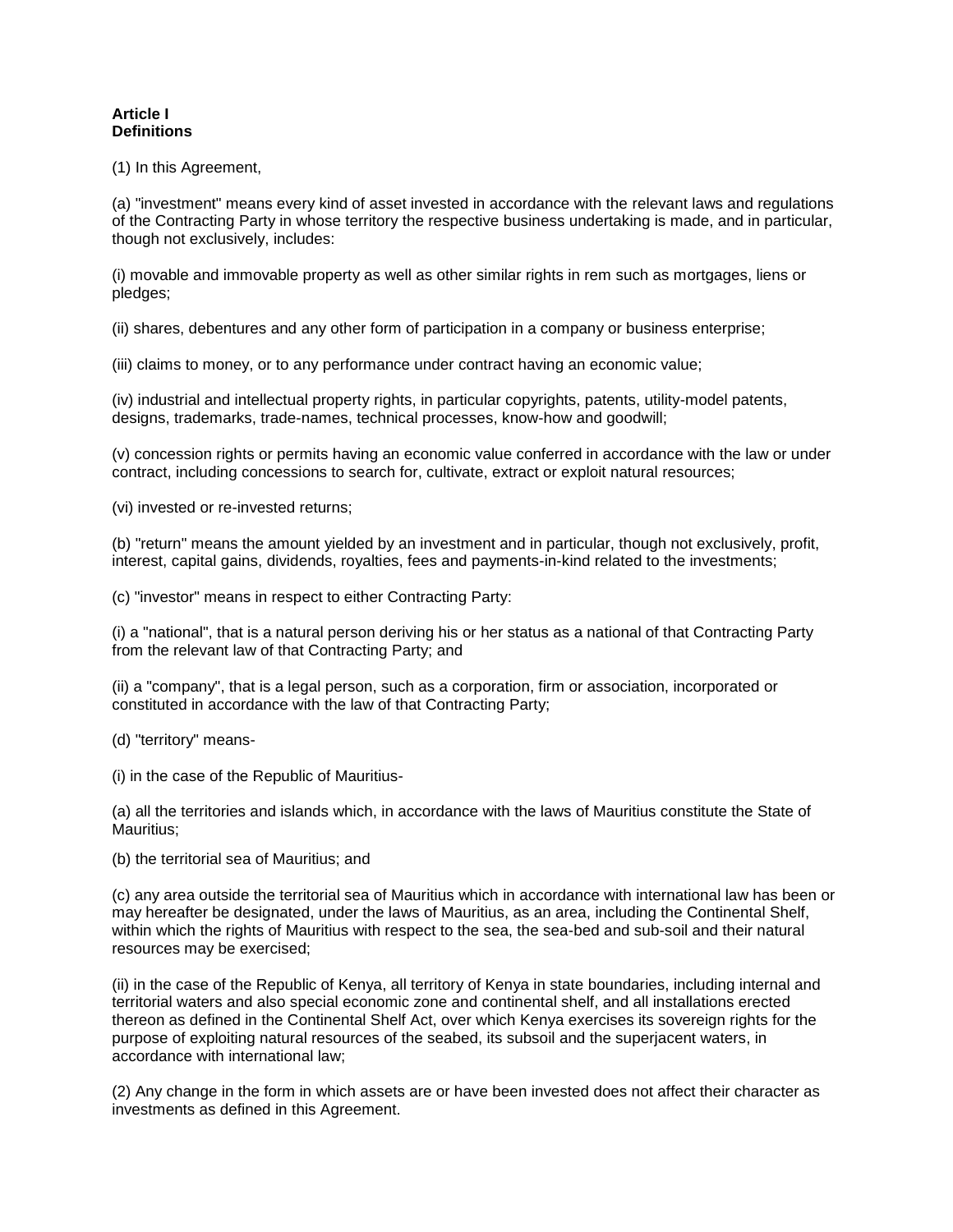**Article I**
**Definitions**

(1) In this Agreement,

(a) "investment" means every kind of asset invested in accordance with the relevant laws and regulations of the Contracting Party in whose territory the respective business undertaking is made, and in particular, though not exclusively, includes:

(i) movable and immovable property as well as other similar rights in rem such as mortgages, liens or pledges;

(ii) shares, debentures and any other form of participation in a company or business enterprise;

(iii) claims to money, or to any performance under contract having an economic value;

(iv) industrial and intellectual property rights, in particular copyrights, patents, utility-model patents, designs, trademarks, trade-names, technical processes, know-how and goodwill;

(v) concession rights or permits having an economic value conferred in accordance with the law or under contract, including concessions to search for, cultivate, extract or exploit natural resources;

(vi) invested or re-invested returns;

(b) "return" means the amount yielded by an investment and in particular, though not exclusively, profit, interest, capital gains, dividends, royalties, fees and payments-in-kind related to the investments;

(c) "investor" means in respect to either Contracting Party:

(i) a "national", that is a natural person deriving his or her status as a national of that Contracting Party from the relevant law of that Contracting Party; and

(ii) a "company", that is a legal person, such as a corporation, firm or association, incorporated or constituted in accordance with the law of that Contracting Party;

(d) "territory" means-

(i) in the case of the Republic of Mauritius-

(a) all the territories and islands which, in accordance with the laws of Mauritius constitute the State of Mauritius;

(b) the territorial sea of Mauritius; and

(c) any area outside the territorial sea of Mauritius which in accordance with international law has been or may hereafter be designated, under the laws of Mauritius, as an area, including the Continental Shelf, within which the rights of Mauritius with respect to the sea, the sea-bed and sub-soil and their natural resources may be exercised;

(ii) in the case of the Republic of Kenya, all territory of Kenya in state boundaries, including internal and territorial waters and also special economic zone and continental shelf, and all installations erected thereon as defined in the Continental Shelf Act, over which Kenya exercises its sovereign rights for the purpose of exploiting natural resources of the seabed, its subsoil and the superjacent waters, in accordance with international law;

(2) Any change in the form in which assets are or have been invested does not affect their character as investments as defined in this Agreement.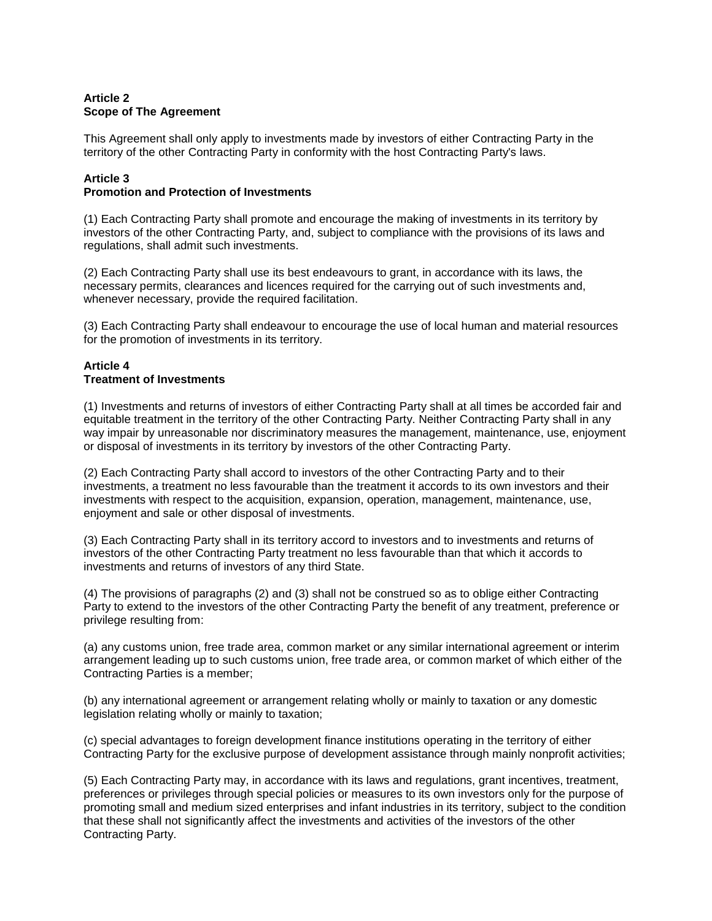**Article 2**
**Scope of The Agreement**

This Agreement shall only apply to investments made by investors of either Contracting Party in the territory of the other Contracting Party in conformity with the host Contracting Party's laws.

**Article 3**
**Promotion and Protection of Investments**

(1) Each Contracting Party shall promote and encourage the making of investments in its territory by investors of the other Contracting Party, and, subject to compliance with the provisions of its laws and regulations, shall admit such investments.

(2) Each Contracting Party shall use its best endeavours to grant, in accordance with its laws, the necessary permits, clearances and licences required for the carrying out of such investments and, whenever necessary, provide the required facilitation.

(3) Each Contracting Party shall endeavour to encourage the use of local human and material resources for the promotion of investments in its territory.

**Article 4**
**Treatment of Investments**

(1) Investments and returns of investors of either Contracting Party shall at all times be accorded fair and equitable treatment in the territory of the other Contracting Party. Neither Contracting Party shall in any way impair by unreasonable nor discriminatory measures the management, maintenance, use, enjoyment or disposal of investments in its territory by investors of the other Contracting Party.

(2) Each Contracting Party shall accord to investors of the other Contracting Party and to their investments, a treatment no less favourable than the treatment it accords to its own investors and their investments with respect to the acquisition, expansion, operation, management, maintenance, use, enjoyment and sale or other disposal of investments.

(3) Each Contracting Party shall in its territory accord to investors and to investments and returns of investors of the other Contracting Party treatment no less favourable than that which it accords to investments and returns of investors of any third State.

(4) The provisions of paragraphs (2) and (3) shall not be construed so as to oblige either Contracting Party to extend to the investors of the other Contracting Party the benefit of any treatment, preference or privilege resulting from:

(a) any customs union, free trade area, common market or any similar international agreement or interim arrangement leading up to such customs union, free trade area, or common market of which either of the Contracting Parties is a member;

(b) any international agreement or arrangement relating wholly or mainly to taxation or any domestic legislation relating wholly or mainly to taxation;

(c) special advantages to foreign development finance institutions operating in the territory of either Contracting Party for the exclusive purpose of development assistance through mainly nonprofit activities;

(5) Each Contracting Party may, in accordance with its laws and regulations, grant incentives, treatment, preferences or privileges through special policies or measures to its own investors only for the purpose of promoting small and medium sized enterprises and infant industries in its territory, subject to the condition that these shall not significantly affect the investments and activities of the investors of the other Contracting Party.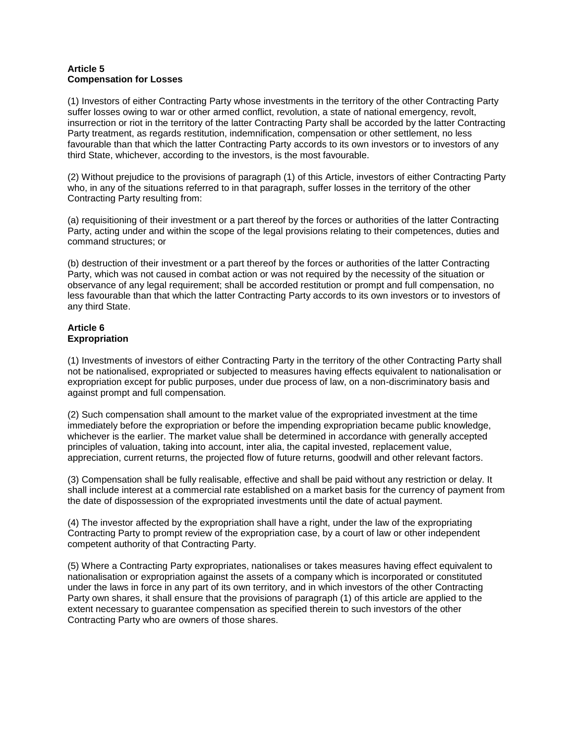**Article 5**
**Compensation for Losses**

(1) Investors of either Contracting Party whose investments in the territory of the other Contracting Party suffer losses owing to war or other armed conflict, revolution, a state of national emergency, revolt, insurrection or riot in the territory of the latter Contracting Party shall be accorded by the latter Contracting Party treatment, as regards restitution, indemnification, compensation or other settlement, no less favourable than that which the latter Contracting Party accords to its own investors or to investors of any third State, whichever, according to the investors, is the most favourable.

(2) Without prejudice to the provisions of paragraph (1) of this Article, investors of either Contracting Party who, in any of the situations referred to in that paragraph, suffer losses in the territory of the other Contracting Party resulting from:

(a) requisitioning of their investment or a part thereof by the forces or authorities of the latter Contracting Party, acting under and within the scope of the legal provisions relating to their competences, duties and command structures; or

(b) destruction of their investment or a part thereof by the forces or authorities of the latter Contracting Party, which was not caused in combat action or was not required by the necessity of the situation or observance of any legal requirement; shall be accorded restitution or prompt and full compensation, no less favourable than that which the latter Contracting Party accords to its own investors or to investors of any third State.

**Article 6**
**Expropriation**

(1) Investments of investors of either Contracting Party in the territory of the other Contracting Party shall not be nationalised, expropriated or subjected to measures having effects equivalent to nationalisation or expropriation except for public purposes, under due process of law, on a non-discriminatory basis and against prompt and full compensation.

(2) Such compensation shall amount to the market value of the expropriated investment at the time immediately before the expropriation or before the impending expropriation became public knowledge, whichever is the earlier. The market value shall be determined in accordance with generally accepted principles of valuation, taking into account, inter alia, the capital invested, replacement value, appreciation, current returns, the projected flow of future returns, goodwill and other relevant factors.

(3) Compensation shall be fully realisable, effective and shall be paid without any restriction or delay. It shall include interest at a commercial rate established on a market basis for the currency of payment from the date of dispossession of the expropriated investments until the date of actual payment.

(4) The investor affected by the expropriation shall have a right, under the law of the expropriating Contracting Party to prompt review of the expropriation case, by a court of law or other independent competent authority of that Contracting Party.

(5) Where a Contracting Party expropriates, nationalises or takes measures having effect equivalent to nationalisation or expropriation against the assets of a company which is incorporated or constituted under the laws in force in any part of its own territory, and in which investors of the other Contracting Party own shares, it shall ensure that the provisions of paragraph (1) of this article are applied to the extent necessary to guarantee compensation as specified therein to such investors of the other Contracting Party who are owners of those shares.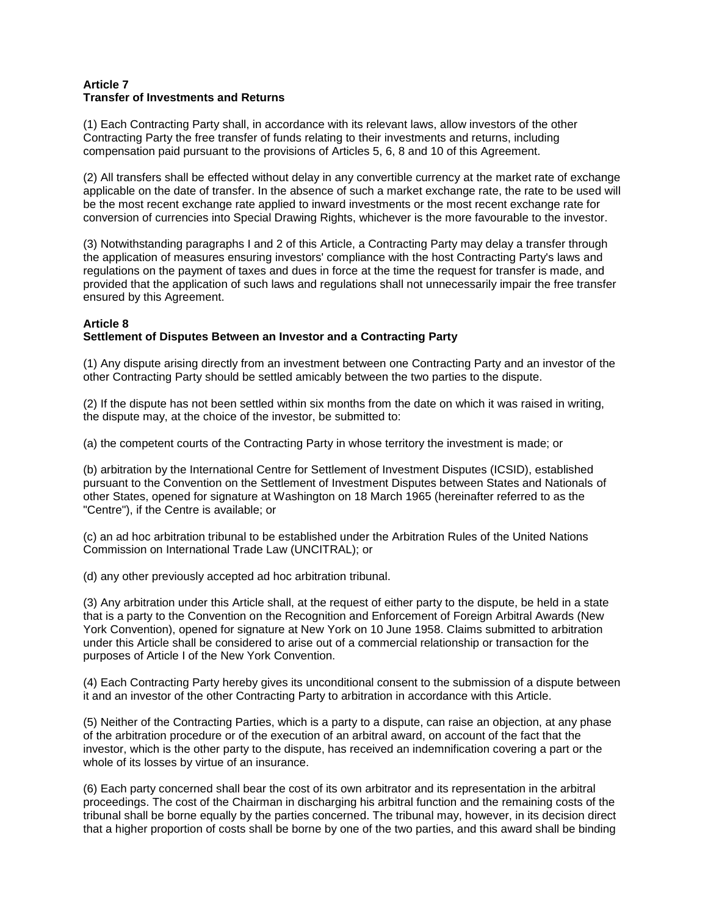**Article 7**
**Transfer of Investments and Returns**

(1) Each Contracting Party shall, in accordance with its relevant laws, allow investors of the other Contracting Party the free transfer of funds relating to their investments and returns, including compensation paid pursuant to the provisions of Articles 5, 6, 8 and 10 of this Agreement.

(2) All transfers shall be effected without delay in any convertible currency at the market rate of exchange applicable on the date of transfer. In the absence of such a market exchange rate, the rate to be used will be the most recent exchange rate applied to inward investments or the most recent exchange rate for conversion of currencies into Special Drawing Rights, whichever is the more favourable to the investor.

(3) Notwithstanding paragraphs I and 2 of this Article, a Contracting Party may delay a transfer through the application of measures ensuring investors' compliance with the host Contracting Party's laws and regulations on the payment of taxes and dues in force at the time the request for transfer is made, and provided that the application of such laws and regulations shall not unnecessarily impair the free transfer ensured by this Agreement.

**Article 8**
**Settlement of Disputes Between an Investor and a Contracting Party**

(1) Any dispute arising directly from an investment between one Contracting Party and an investor of the other Contracting Party should be settled amicably between the two parties to the dispute.

(2) If the dispute has not been settled within six months from the date on which it was raised in writing, the dispute may, at the choice of the investor, be submitted to:

(a) the competent courts of the Contracting Party in whose territory the investment is made; or

(b) arbitration by the International Centre for Settlement of Investment Disputes (ICSID), established pursuant to the Convention on the Settlement of Investment Disputes between States and Nationals of other States, opened for signature at Washington on 18 March 1965 (hereinafter referred to as the "Centre"), if the Centre is available; or

(c) an ad hoc arbitration tribunal to be established under the Arbitration Rules of the United Nations Commission on International Trade Law (UNCITRAL); or

(d) any other previously accepted ad hoc arbitration tribunal.

(3) Any arbitration under this Article shall, at the request of either party to the dispute, be held in a state that is a party to the Convention on the Recognition and Enforcement of Foreign Arbitral Awards (New York Convention), opened for signature at New York on 10 June 1958. Claims submitted to arbitration under this Article shall be considered to arise out of a commercial relationship or transaction for the purposes of Article I of the New York Convention.

(4) Each Contracting Party hereby gives its unconditional consent to the submission of a dispute between it and an investor of the other Contracting Party to arbitration in accordance with this Article.

(5) Neither of the Contracting Parties, which is a party to a dispute, can raise an objection, at any phase of the arbitration procedure or of the execution of an arbitral award, on account of the fact that the investor, which is the other party to the dispute, has received an indemnification covering a part or the whole of its losses by virtue of an insurance.

(6) Each party concerned shall bear the cost of its own arbitrator and its representation in the arbitral proceedings. The cost of the Chairman in discharging his arbitral function and the remaining costs of the tribunal shall be borne equally by the parties concerned. The tribunal may, however, in its decision direct that a higher proportion of costs shall be borne by one of the two parties, and this award shall be binding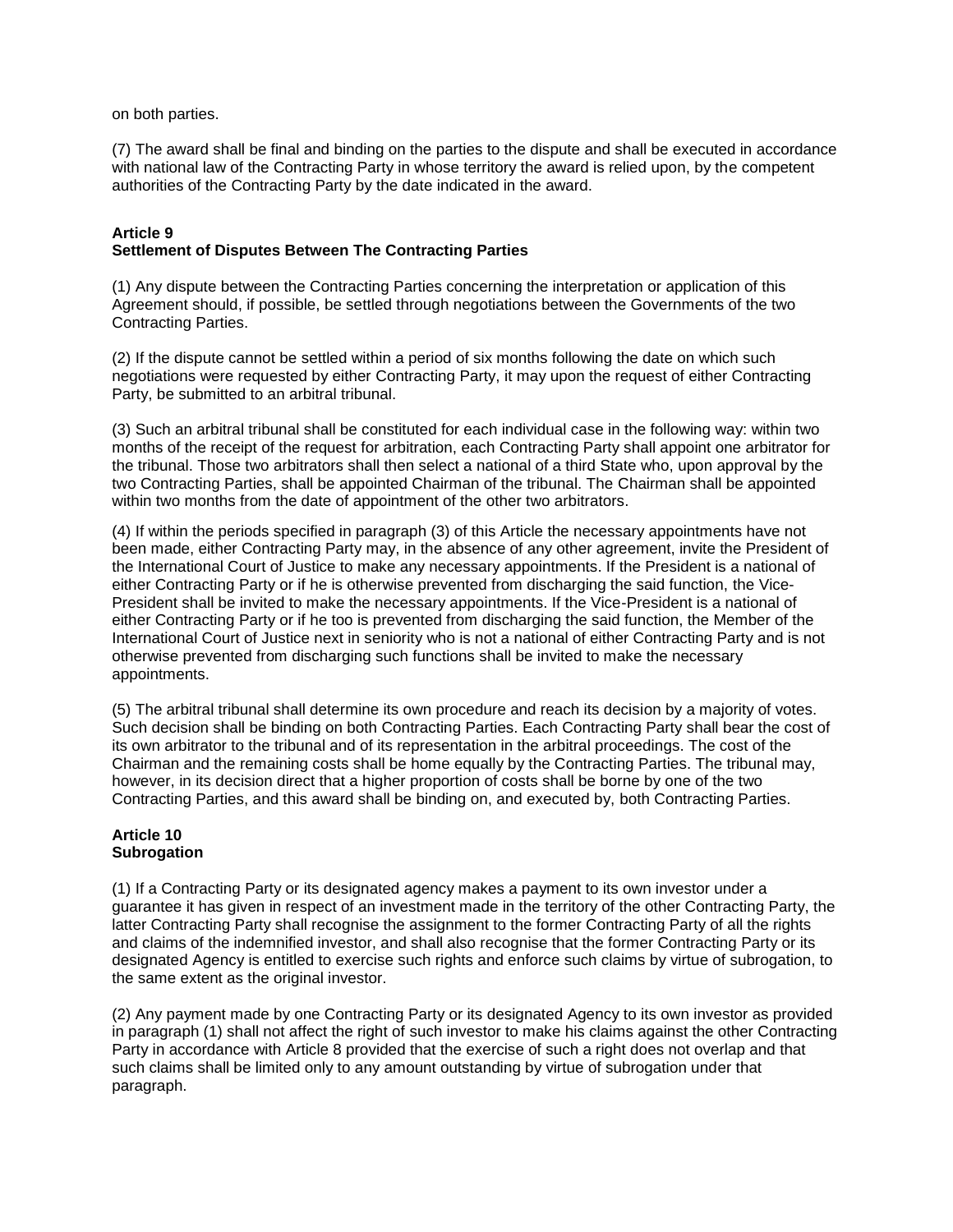on both parties.

(7) The award shall be final and binding on the parties to the dispute and shall be executed in accordance with national law of the Contracting Party in whose territory the award is relied upon, by the competent authorities of the Contracting Party by the date indicated in the award.

**Article 9**
**Settlement of Disputes Between The Contracting Parties**

(1) Any dispute between the Contracting Parties concerning the interpretation or application of this Agreement should, if possible, be settled through negotiations between the Governments of the two Contracting Parties.

(2) If the dispute cannot be settled within a period of six months following the date on which such negotiations were requested by either Contracting Party, it may upon the request of either Contracting Party, be submitted to an arbitral tribunal.

(3) Such an arbitral tribunal shall be constituted for each individual case in the following way: within two months of the receipt of the request for arbitration, each Contracting Party shall appoint one arbitrator for the tribunal. Those two arbitrators shall then select a national of a third State who, upon approval by the two Contracting Parties, shall be appointed Chairman of the tribunal. The Chairman shall be appointed within two months from the date of appointment of the other two arbitrators.

(4) If within the periods specified in paragraph (3) of this Article the necessary appointments have not been made, either Contracting Party may, in the absence of any other agreement, invite the President of the International Court of Justice to make any necessary appointments. If the President is a national of either Contracting Party or if he is otherwise prevented from discharging the said function, the Vice-President shall be invited to make the necessary appointments. If the Vice-President is a national of either Contracting Party or if he too is prevented from discharging the said function, the Member of the International Court of Justice next in seniority who is not a national of either Contracting Party and is not otherwise prevented from discharging such functions shall be invited to make the necessary appointments.

(5) The arbitral tribunal shall determine its own procedure and reach its decision by a majority of votes. Such decision shall be binding on both Contracting Parties. Each Contracting Party shall bear the cost of its own arbitrator to the tribunal and of its representation in the arbitral proceedings. The cost of the Chairman and the remaining costs shall be home equally by the Contracting Parties. The tribunal may, however, in its decision direct that a higher proportion of costs shall be borne by one of the two Contracting Parties, and this award shall be binding on, and executed by, both Contracting Parties.

**Article 10**
**Subrogation**

(1) If a Contracting Party or its designated agency makes a payment to its own investor under a guarantee it has given in respect of an investment made in the territory of the other Contracting Party, the latter Contracting Party shall recognise the assignment to the former Contracting Party of all the rights and claims of the indemnified investor, and shall also recognise that the former Contracting Party or its designated Agency is entitled to exercise such rights and enforce such claims by virtue of subrogation, to the same extent as the original investor.

(2) Any payment made by one Contracting Party or its designated Agency to its own investor as provided in paragraph (1) shall not affect the right of such investor to make his claims against the other Contracting Party in accordance with Article 8 provided that the exercise of such a right does not overlap and that such claims shall be limited only to any amount outstanding by virtue of subrogation under that paragraph.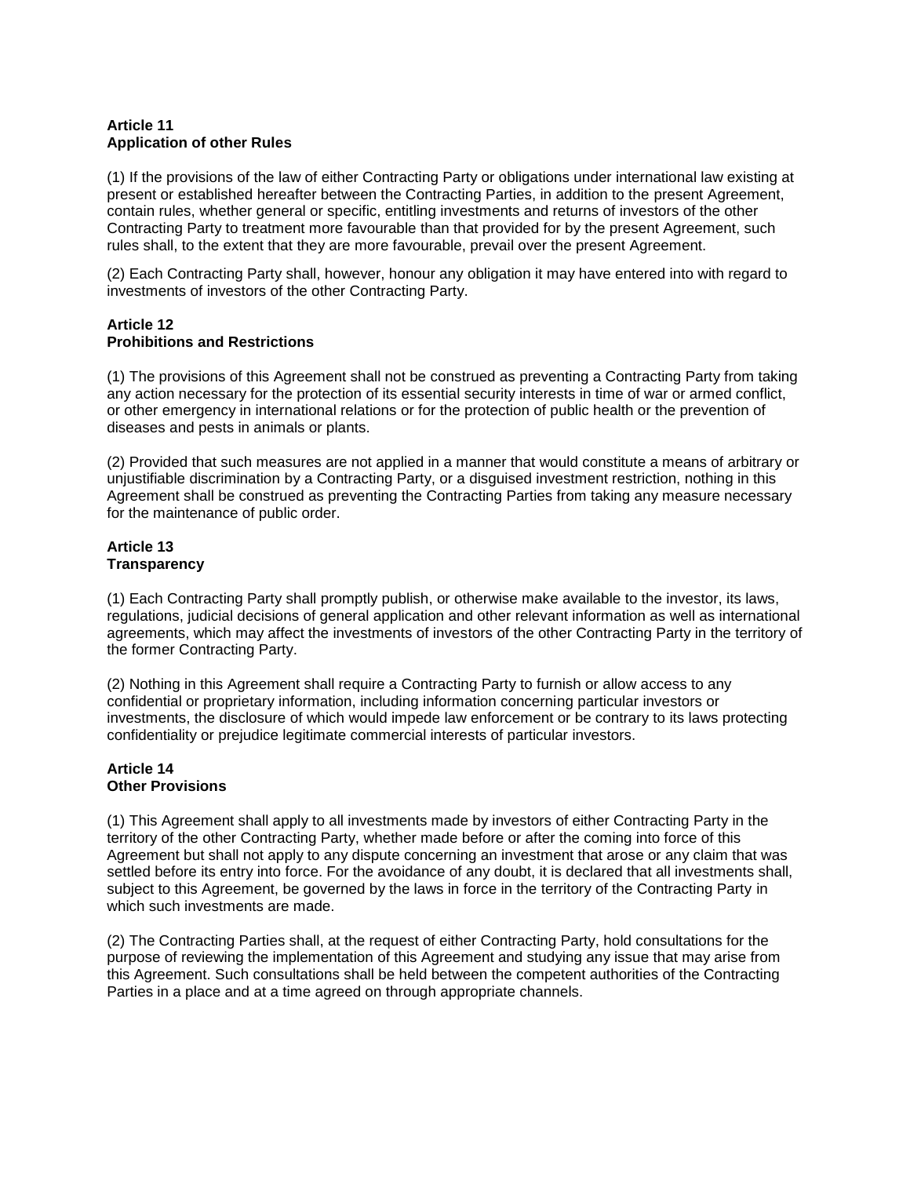**Article 11**
**Application of other Rules**

(1) If the provisions of the law of either Contracting Party or obligations under international law existing at present or established hereafter between the Contracting Parties, in addition to the present Agreement, contain rules, whether general or specific, entitling investments and returns of investors of the other Contracting Party to treatment more favourable than that provided for by the present Agreement, such rules shall, to the extent that they are more favourable, prevail over the present Agreement.

(2) Each Contracting Party shall, however, honour any obligation it may have entered into with regard to investments of investors of the other Contracting Party.

**Article 12**
**Prohibitions and Restrictions**

(1) The provisions of this Agreement shall not be construed as preventing a Contracting Party from taking any action necessary for the protection of its essential security interests in time of war or armed conflict, or other emergency in international relations or for the protection of public health or the prevention of diseases and pests in animals or plants.

(2) Provided that such measures are not applied in a manner that would constitute a means of arbitrary or unjustifiable discrimination by a Contracting Party, or a disguised investment restriction, nothing in this Agreement shall be construed as preventing the Contracting Parties from taking any measure necessary for the maintenance of public order.

**Article 13**
**Transparency**

(1) Each Contracting Party shall promptly publish, or otherwise make available to the investor, its laws, regulations, judicial decisions of general application and other relevant information as well as international agreements, which may affect the investments of investors of the other Contracting Party in the territory of the former Contracting Party.

(2) Nothing in this Agreement shall require a Contracting Party to furnish or allow access to any confidential or proprietary information, including information concerning particular investors or investments, the disclosure of which would impede law enforcement or be contrary to its laws protecting confidentiality or prejudice legitimate commercial interests of particular investors.

**Article 14**
**Other Provisions**

(1) This Agreement shall apply to all investments made by investors of either Contracting Party in the territory of the other Contracting Party, whether made before or after the coming into force of this Agreement but shall not apply to any dispute concerning an investment that arose or any claim that was settled before its entry into force. For the avoidance of any doubt, it is declared that all investments shall, subject to this Agreement, be governed by the laws in force in the territory of the Contracting Party in which such investments are made.

(2) The Contracting Parties shall, at the request of either Contracting Party, hold consultations for the purpose of reviewing the implementation of this Agreement and studying any issue that may arise from this Agreement. Such consultations shall be held between the competent authorities of the Contracting Parties in a place and at a time agreed on through appropriate channels.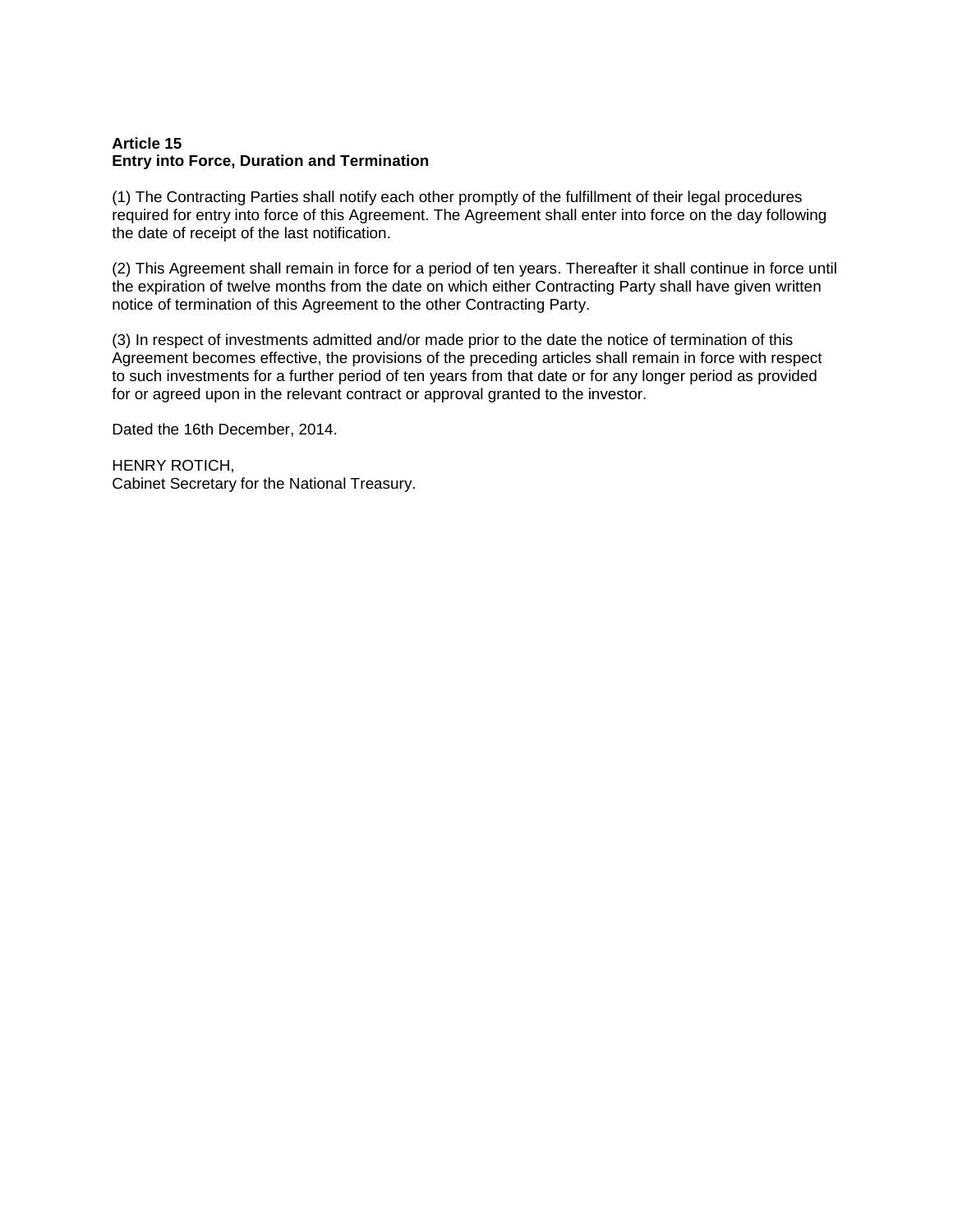**Article 15**
**Entry into Force, Duration and Termination**

(1) The Contracting Parties shall notify each other promptly of the fulfillment of their legal procedures required for entry into force of this Agreement. The Agreement shall enter into force on the day following the date of receipt of the last notification.

(2) This Agreement shall remain in force for a period of ten years. Thereafter it shall continue in force until the expiration of twelve months from the date on which either Contracting Party shall have given written notice of termination of this Agreement to the other Contracting Party.

(3) In respect of investments admitted and/or made prior to the date the notice of termination of this Agreement becomes effective, the provisions of the preceding articles shall remain in force with respect to such investments for a further period of ten years from that date or for any longer period as provided for or agreed upon in the relevant contract or approval granted to the investor.

Dated the 16th December, 2014.

HENRY ROTICH,
Cabinet Secretary for the National Treasury.